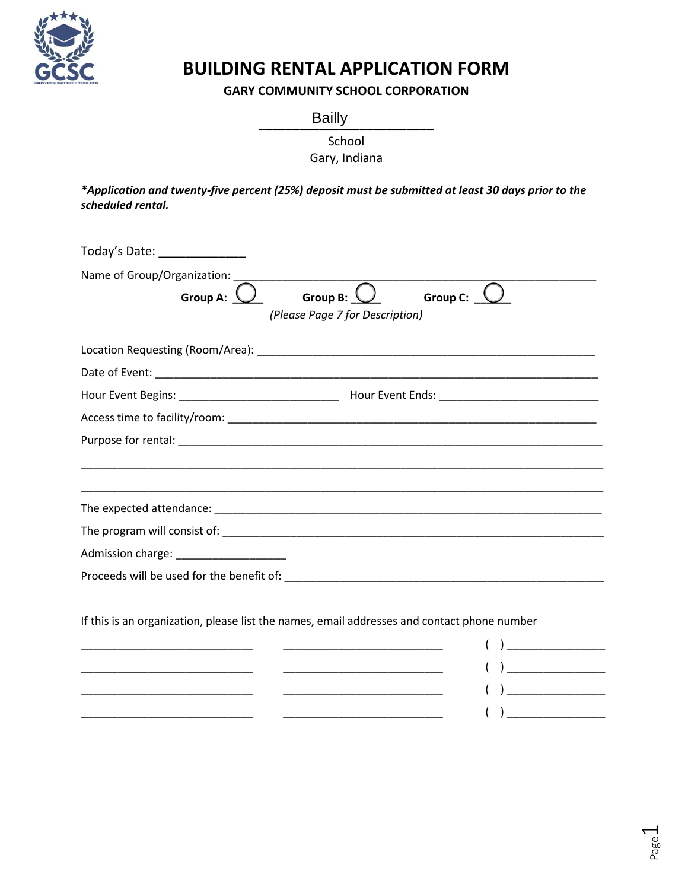# BUILDING RENTAL APPLICATION FORM

**GARY COMMUNITY SCHOOL CORPORATION**

Bailly
______________________
School
Gary, Indiana

***Application and twenty-five percent (25%) deposit must be submitted at least 30 days prior to the scheduled rental.***

Today's Date: _____________

Name of Group/Organization: _______________________________________________________

**Group A:** ◯ **Group B:** ◯ **Group C:** ◯

*(Please Page 7 for Description)*

Location Requesting (Room/Area): ____________________________________________________

Date of Event: _________________________________________________________________

Hour Event Begins: _________________________ Hour Event Ends: _________________________

Access time to facility/room: __________________________________________________________

Purpose for rental: _______________________________________________________________

________________________________________________________________________________

________________________________________________________________________________

The expected attendance: __________________________________________________________

The program will consist of: ________________________________________________________

Admission charge: _________________

Proceeds will be used for the benefit of: ______________________________________________

If this is an organization, please list the names, email addresses and contact phone number

___________________________ ___________________________ ( ) _______________

___________________________ ___________________________ ( ) _______________

___________________________ ___________________________ ( ) _______________

___________________________ ___________________________ ( ) _______________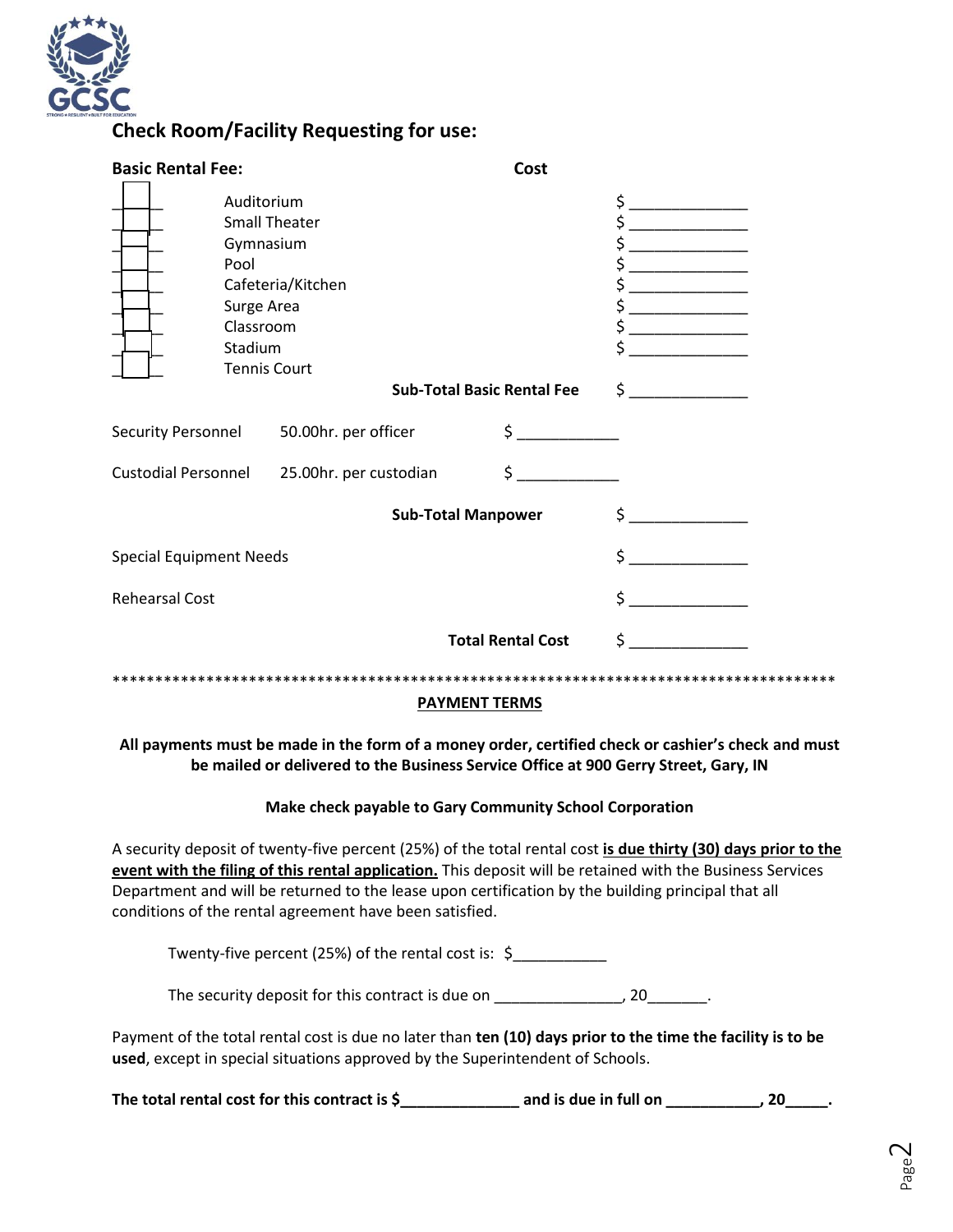## Check Room/Facility Requesting for use:

| **Basic Rental Fee:** | | **Cost** |
|---|---|---|
| ☐ | Auditorium | $ ______________ |
| ☐ | Small Theater | $ ______________ |
| ☐ | Gymnasium | $ ______________ |
| ☐ | Pool | $ ______________ |
| ☐ | Cafeteria/Kitchen | $ ______________ |
| ☐ | Surge Area | $ ______________ |
| ☐ | Classroom | $ ______________ |
| ☐ | Stadium | $ ______________ |
| ☐ | Tennis Court | |
| | **Sub-Total Basic Rental Fee** | $ ______________ |

| | | | |
|---|---|---|---|
| Security Personnel | 50.00hr. per officer | $ ____________ | |
| Custodial Personnel | 25.00hr. per custodian | $ ____________ | |
| | | **Sub-Total Manpower** | $ ______________ |
| Special Equipment Needs | | | $ ______________ |
| Rehearsal Cost | | | $ ______________ |
| | | **Total Rental Cost** | $ ______________ |

******************************************************************************************

**PAYMENT TERMS**

**All payments must be made in the form of a money order, certified check or cashier's check and must be mailed or delivered to the Business Service Office at 900 Gerry Street, Gary, IN**

**Make check payable to Gary Community School Corporation**

A security deposit of twenty-five percent (25%) of the total rental cost **is due thirty (30) days prior to the event with the filing of this rental application.** This deposit will be retained with the Business Services Department and will be returned to the lease upon certification by the building principal that all conditions of the rental agreement have been satisfied.

Twenty-five percent (25%) of the rental cost is: $___________

The security deposit for this contract is due on _______________, 20_______.

Payment of the total rental cost is due no later than **ten (10) days prior to the time the facility is to be used**, except in special situations approved by the Superintendent of Schools.

**The total rental cost for this contract is $______________ and is due in full on ___________, 20_____.**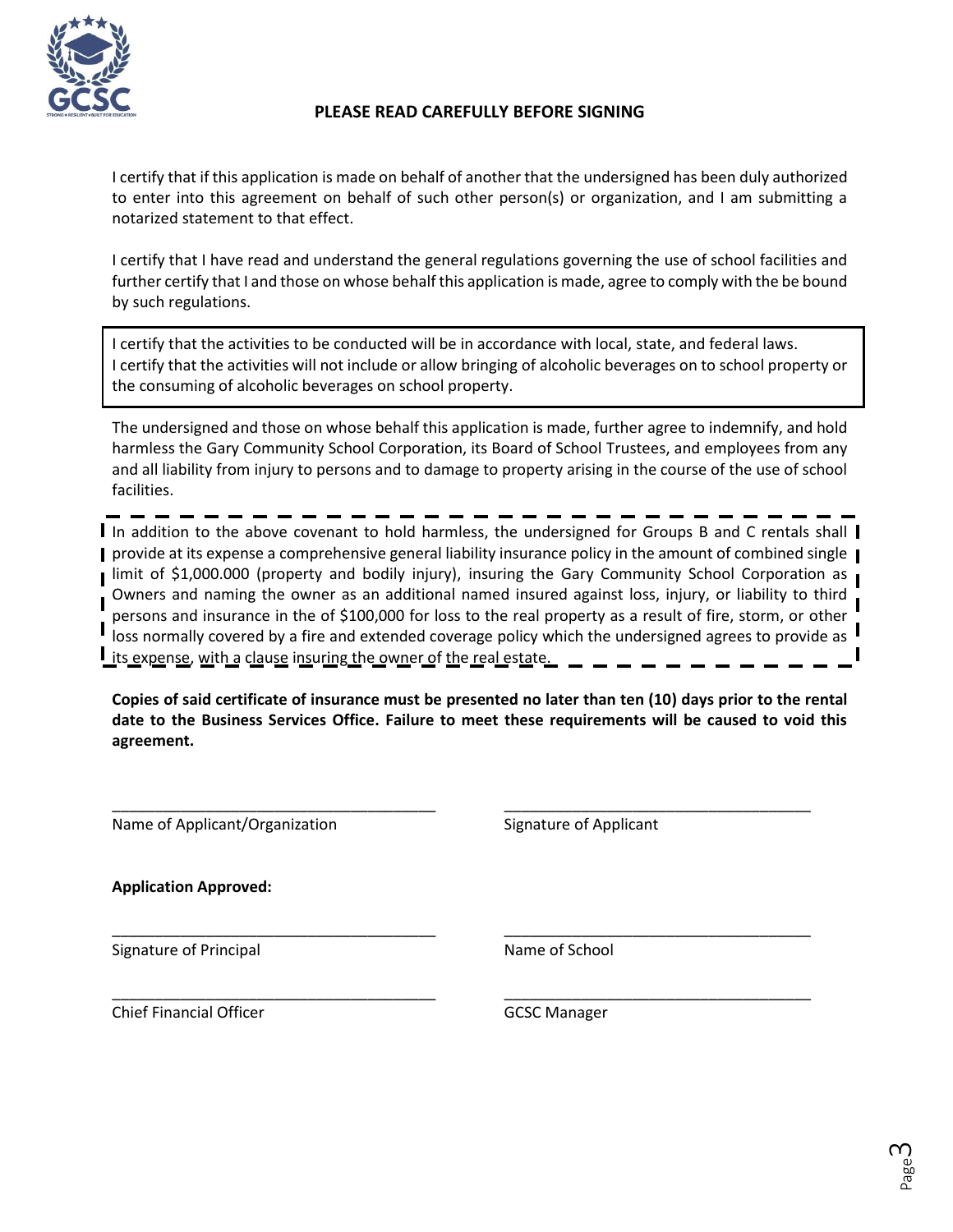**PLEASE READ CAREFULLY BEFORE SIGNING**

I certify that if this application is made on behalf of another that the undersigned has been duly authorized to enter into this agreement on behalf of such other person(s) or organization, and I am submitting a notarized statement to that effect.

I certify that I have read and understand the general regulations governing the use of school facilities and further certify that I and those on whose behalf this application is made, agree to comply with the be bound by such regulations.

I certify that the activities to be conducted will be in accordance with local, state, and federal laws.
I certify that the activities will not include or allow bringing of alcoholic beverages on to school property or the consuming of alcoholic beverages on school property.

The undersigned and those on whose behalf this application is made, further agree to indemnify, and hold harmless the Gary Community School Corporation, its Board of School Trustees, and employees from any and all liability from injury to persons and to damage to property arising in the course of the use of school facilities.

In addition to the above covenant to hold harmless, the undersigned for Groups B and C rentals shall provide at its expense a comprehensive general liability insurance policy in the amount of combined single limit of $1,000.000 (property and bodily injury), insuring the Gary Community School Corporation as Owners and naming the owner as an additional named insured against loss, injury, or liability to third persons and insurance in the of $100,000 for loss to the real property as a result of fire, storm, or other loss normally covered by a fire and extended coverage policy which the undersigned agrees to provide as its expense, with a clause insuring the owner of the real estate.

**Copies of said certificate of insurance must be presented no later than ten (10) days prior to the rental date to the Business Services Office. Failure to meet these requirements will be caused to void this agreement.**

| | |
|---|---|
| ______________________________ | ______________________________ |
| Name of Applicant/Organization | Signature of Applicant |

**Application Approved:**

| | |
|---|---|
| ______________________________ | ______________________________ |
| Signature of Principal | Name of School |
| ______________________________ | ______________________________ |
| Chief Financial Officer | GCSC Manager |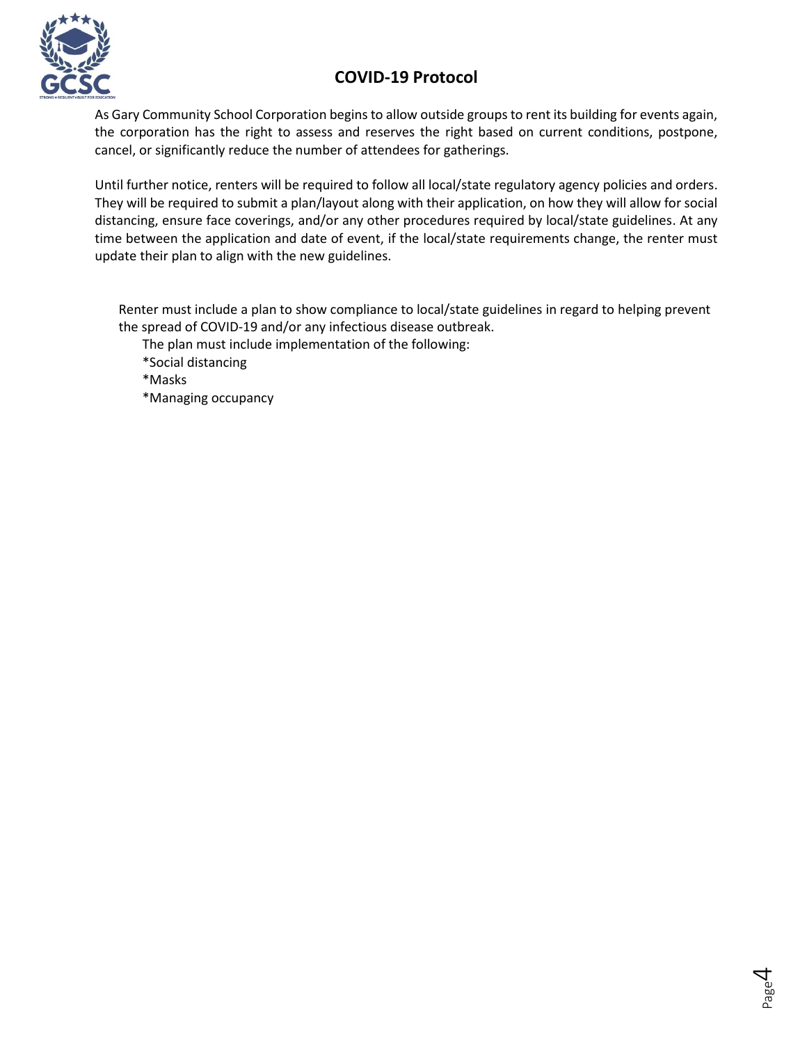# COVID-19 Protocol

As Gary Community School Corporation begins to allow outside groups to rent its building for events again, the corporation has the right to assess and reserves the right based on current conditions, postpone, cancel, or significantly reduce the number of attendees for gatherings.

Until further notice, renters will be required to follow all local/state regulatory agency policies and orders. They will be required to submit a plan/layout along with their application, on how they will allow for social distancing, ensure face coverings, and/or any other procedures required by local/state guidelines. At any time between the application and date of event, if the local/state requirements change, the renter must update their plan to align with the new guidelines.

Renter must include a plan to show compliance to local/state guidelines in regard to helping prevent the spread of COVID-19 and/or any infectious disease outbreak.

The plan must include implementation of the following:

*Social distancing

*Masks

*Managing occupancy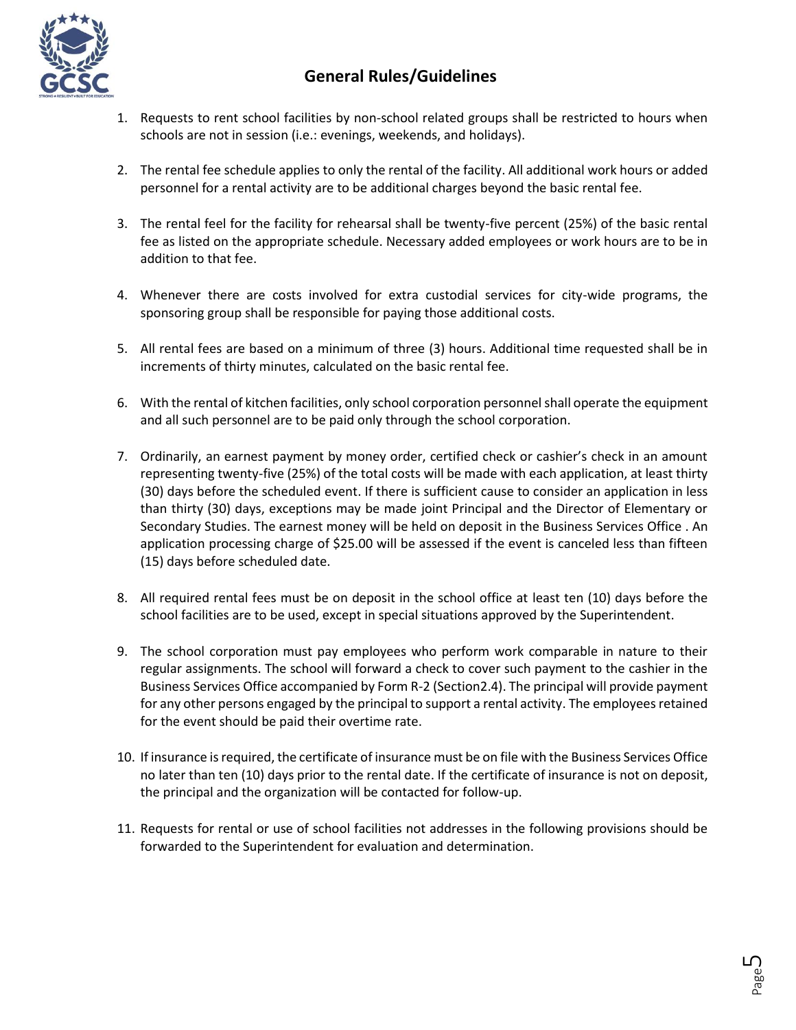## General Rules/Guidelines

1. Requests to rent school facilities by non-school related groups shall be restricted to hours when schools are not in session (i.e.: evenings, weekends, and holidays).

2. The rental fee schedule applies to only the rental of the facility. All additional work hours or added personnel for a rental activity are to be additional charges beyond the basic rental fee.

3. The rental feel for the facility for rehearsal shall be twenty-five percent (25%) of the basic rental fee as listed on the appropriate schedule. Necessary added employees or work hours are to be in addition to that fee.

4. Whenever there are costs involved for extra custodial services for city-wide programs, the sponsoring group shall be responsible for paying those additional costs.

5. All rental fees are based on a minimum of three (3) hours. Additional time requested shall be in increments of thirty minutes, calculated on the basic rental fee.

6. With the rental of kitchen facilities, only school corporation personnel shall operate the equipment and all such personnel are to be paid only through the school corporation.

7. Ordinarily, an earnest payment by money order, certified check or cashier's check in an amount representing twenty-five (25%) of the total costs will be made with each application, at least thirty (30) days before the scheduled event. If there is sufficient cause to consider an application in less than thirty (30) days, exceptions may be made joint Principal and the Director of Elementary or Secondary Studies. The earnest money will be held on deposit in the Business Services Office . An application processing charge of $25.00 will be assessed if the event is canceled less than fifteen (15) days before scheduled date.

8. All required rental fees must be on deposit in the school office at least ten (10) days before the school facilities are to be used, except in special situations approved by the Superintendent.

9. The school corporation must pay employees who perform work comparable in nature to their regular assignments. The school will forward a check to cover such payment to the cashier in the Business Services Office accompanied by Form R-2 (Section2.4). The principal will provide payment for any other persons engaged by the principal to support a rental activity. The employees retained for the event should be paid their overtime rate.

10. If insurance is required, the certificate of insurance must be on file with the Business Services Office no later than ten (10) days prior to the rental date. If the certificate of insurance is not on deposit, the principal and the organization will be contacted for follow-up.

11. Requests for rental or use of school facilities not addresses in the following provisions should be forwarded to the Superintendent for evaluation and determination.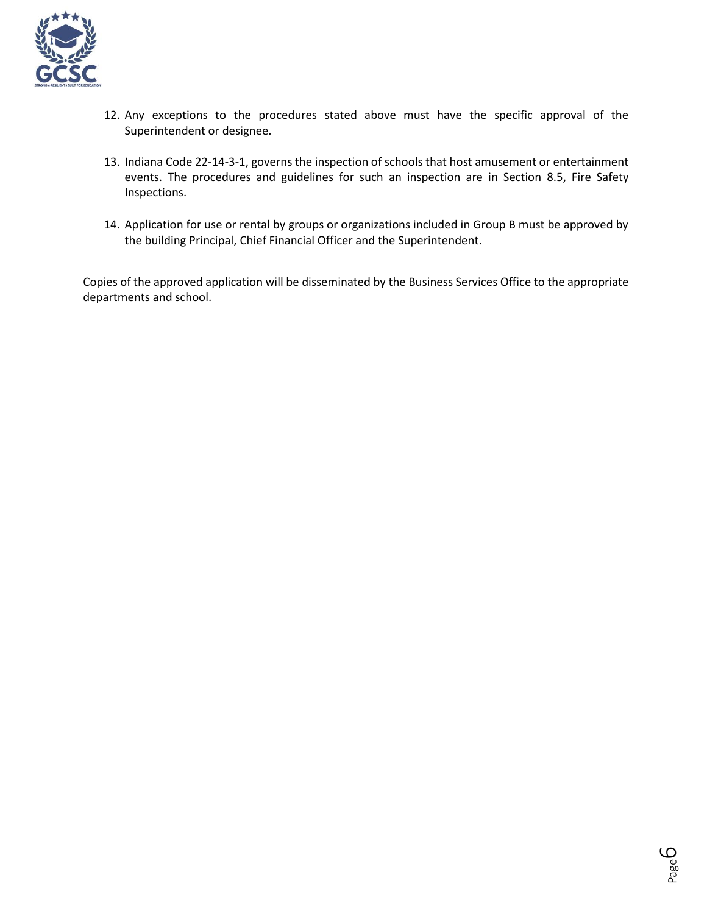12. Any exceptions to the procedures stated above must have the specific approval of the Superintendent or designee.

13. Indiana Code 22-14-3-1, governs the inspection of schools that host amusement or entertainment events. The procedures and guidelines for such an inspection are in Section 8.5, Fire Safety Inspections.

14. Application for use or rental by groups or organizations included in Group B must be approved by the building Principal, Chief Financial Officer and the Superintendent.

Copies of the approved application will be disseminated by the Business Services Office to the appropriate departments and school.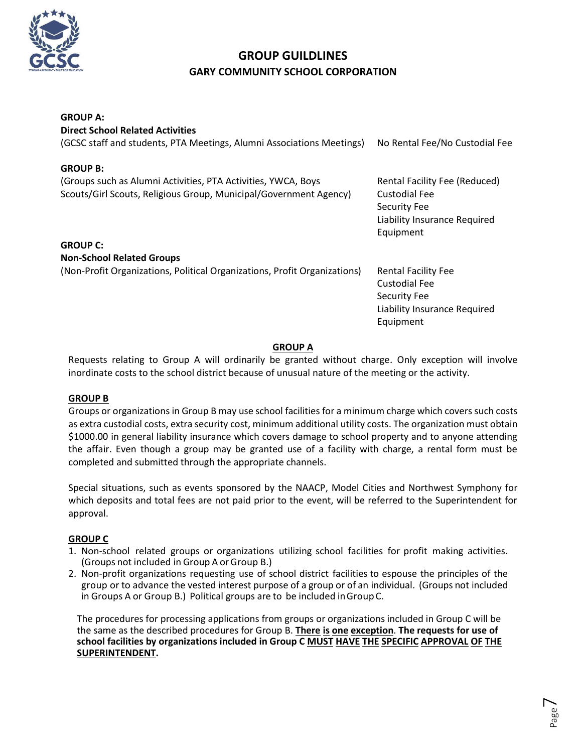# GROUP GUILDLINES

## GARY COMMUNITY SCHOOL CORPORATION

| Group | Fees |
|---|---|
| **GROUP A:**<br>**Direct School Related Activities**<br>(GCSC staff and students, PTA Meetings, Alumni Associations Meetings) | No Rental Fee/No Custodial Fee |
| **GROUP B:**<br>(Groups such as Alumni Activities, PTA Activities, YWCA, Boys Scouts/Girl Scouts, Religious Group, Municipal/Government Agency) | Rental Facility Fee (Reduced)<br>Custodial Fee<br>Security Fee<br>Liability Insurance Required<br>Equipment |
| **GROUP C:**<br>**Non-School Related Groups**<br>(Non-Profit Organizations, Political Organizations, Profit Organizations) | Rental Facility Fee<br>Custodial Fee<br>Security Fee<br>Liability Insurance Required<br>Equipment |

### GROUP A

Requests relating to Group A will ordinarily be granted without charge. Only exception will involve inordinate costs to the school district because of unusual nature of the meeting or the activity.

### GROUP B

Groups or organizations in Group B may use school facilities for a minimum charge which covers such costs as extra custodial costs, extra security cost, minimum additional utility costs. The organization must obtain $1000.00 in general liability insurance which covers damage to school property and to anyone attending the affair. Even though a group may be granted use of a facility with charge, a rental form must be completed and submitted through the appropriate channels.

Special situations, such as events sponsored by the NAACP, Model Cities and Northwest Symphony for which deposits and total fees are not paid prior to the event, will be referred to the Superintendent for approval.

### GROUP C

1. Non-school related groups or organizations utilizing school facilities for profit making activities. (Groups not included in Group A or Group B.)
2. Non-profit organizations requesting use of school district facilities to espouse the principles of the group or to advance the vested interest purpose of a group or of an individual. (Groups not included in Groups A or Group B.) Political groups are to be included in Group C.

The procedures for processing applications from groups or organizations included in Group C will be the same as the described procedures for Group B. **There is one exception. The requests for use of school facilities by organizations included in Group C MUST HAVE THE SPECIFIC APPROVAL OF THE SUPERINTENDENT.**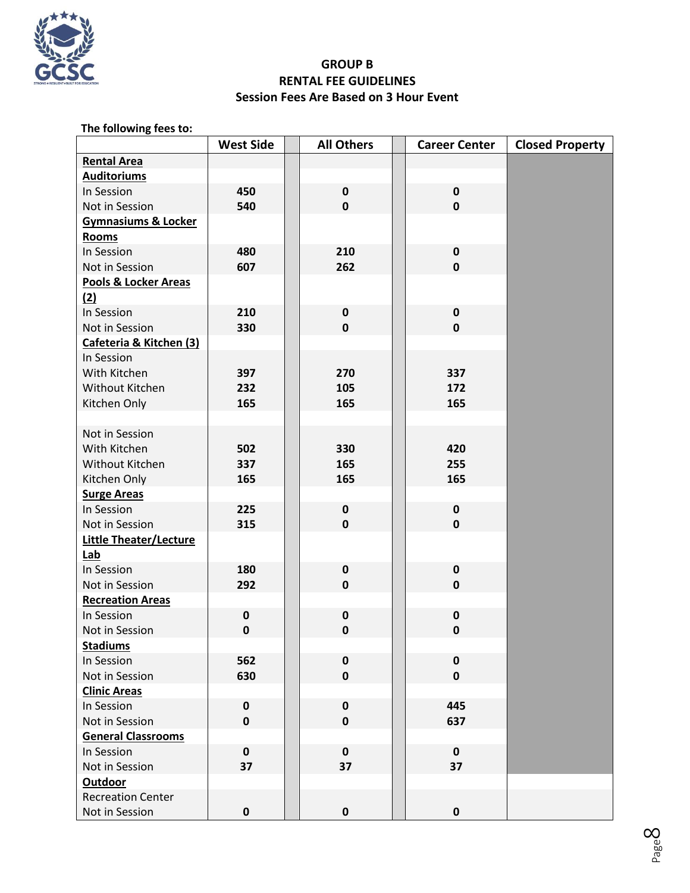## GROUP B
## RENTAL FEE GUIDELINES
### Session Fees Are Based on 3 Hour Event

**The following fees to:**

| | West Side | | All Others | | Career Center | Closed Property |
|---|---|---|---|---|---|---|
| **Rental Area** | | | | | | |
| **Auditoriums** | | | | | | |
| In Session | 450 | | 0 | | 0 | |
| Not in Session | 540 | | 0 | | 0 | |
| **Gymnasiums & Locker Rooms** | | | | | | |
| In Session | 480 | | 210 | | 0 | |
| Not in Session | 607 | | 262 | | 0 | |
| **Pools & Locker Areas (2)** | | | | | | |
| In Session | 210 | | 0 | | 0 | |
| Not in Session | 330 | | 0 | | 0 | |
| **Cafeteria & Kitchen (3)** | | | | | | |
| In Session | | | | | | |
| With Kitchen | 397 | | 270 | | 337 | |
| Without Kitchen | 232 | | 105 | | 172 | |
| Kitchen Only | 165 | | 165 | | 165 | |
| | | | | | | |
| Not in Session | | | | | | |
| With Kitchen | 502 | | 330 | | 420 | |
| Without Kitchen | 337 | | 165 | | 255 | |
| Kitchen Only | 165 | | 165 | | 165 | |
| **Surge Areas** | | | | | | |
| In Session | 225 | | 0 | | 0 | |
| Not in Session | 315 | | 0 | | 0 | |
| **Little Theater/Lecture Lab** | | | | | | |
| In Session | 180 | | 0 | | 0 | |
| Not in Session | 292 | | 0 | | 0 | |
| **Recreation Areas** | | | | | | |
| In Session | 0 | | 0 | | 0 | |
| Not in Session | 0 | | 0 | | 0 | |
| **Stadiums** | | | | | | |
| In Session | 562 | | 0 | | 0 | |
| Not in Session | 630 | | 0 | | 0 | |
| **Clinic Areas** | | | | | | |
| In Session | 0 | | 0 | | 445 | |
| Not in Session | 0 | | 0 | | 637 | |
| **General Classrooms** | | | | | | |
| In Session | 0 | | 0 | | 0 | |
| Not in Session | 37 | | 37 | | 37 | |
| **Outdoor** | | | | | | |
| Recreation Center | | | | | | |
| Not in Session | 0 | | 0 | | 0 | |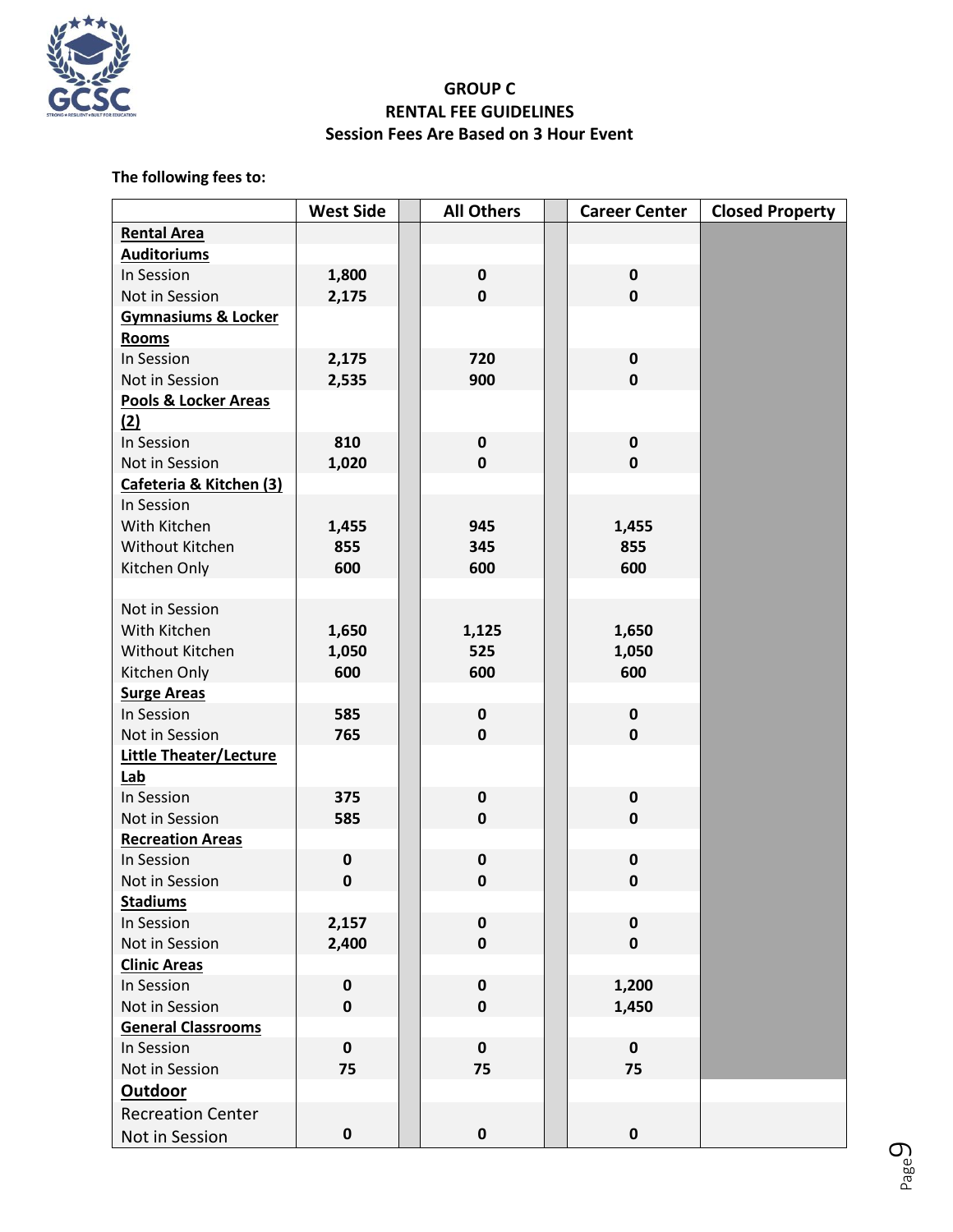**GROUP C**
**RENTAL FEE GUIDELINES**
**Session Fees Are Based on 3 Hour Event**

**The following fees to:**

| | West Side | | All Others | | Career Center | Closed Property |
|---|---|---|---|---|---|---|
| **Rental Area** | | | | | | |
| **Auditoriums** | | | | | | |
| In Session | 1,800 | | 0 | | 0 | |
| Not in Session | 2,175 | | 0 | | 0 | |
| **Gymnasiums & Locker Rooms** | | | | | | |
| In Session | 2,175 | | 720 | | 0 | |
| Not in Session | 2,535 | | 900 | | 0 | |
| **Pools & Locker Areas (2)** | | | | | | |
| In Session | 810 | | 0 | | 0 | |
| Not in Session | 1,020 | | 0 | | 0 | |
| **Cafeteria & Kitchen (3)** | | | | | | |
| In Session | | | | | | |
| With Kitchen | 1,455 | | 945 | | 1,455 | |
| Without Kitchen | 855 | | 345 | | 855 | |
| Kitchen Only | 600 | | 600 | | 600 | |
| | | | | | | |
| Not in Session | | | | | | |
| With Kitchen | 1,650 | | 1,125 | | 1,650 | |
| Without Kitchen | 1,050 | | 525 | | 1,050 | |
| Kitchen Only | 600 | | 600 | | 600 | |
| **Surge Areas** | | | | | | |
| In Session | 585 | | 0 | | 0 | |
| Not in Session | 765 | | 0 | | 0 | |
| **Little Theater/Lecture Lab** | | | | | | |
| In Session | 375 | | 0 | | 0 | |
| Not in Session | 585 | | 0 | | 0 | |
| **Recreation Areas** | | | | | | |
| In Session | 0 | | 0 | | 0 | |
| Not in Session | 0 | | 0 | | 0 | |
| **Stadiums** | | | | | | |
| In Session | 2,157 | | 0 | | 0 | |
| Not in Session | 2,400 | | 0 | | 0 | |
| **Clinic Areas** | | | | | | |
| In Session | 0 | | 0 | | 1,200 | |
| Not in Session | 0 | | 0 | | 1,450 | |
| **General Classrooms** | | | | | | |
| In Session | 0 | | 0 | | 0 | |
| Not in Session | 75 | | 75 | | 75 | |
| **Outdoor** | | | | | | |
| Recreation Center Not in Session | 0 | | 0 | | 0 | |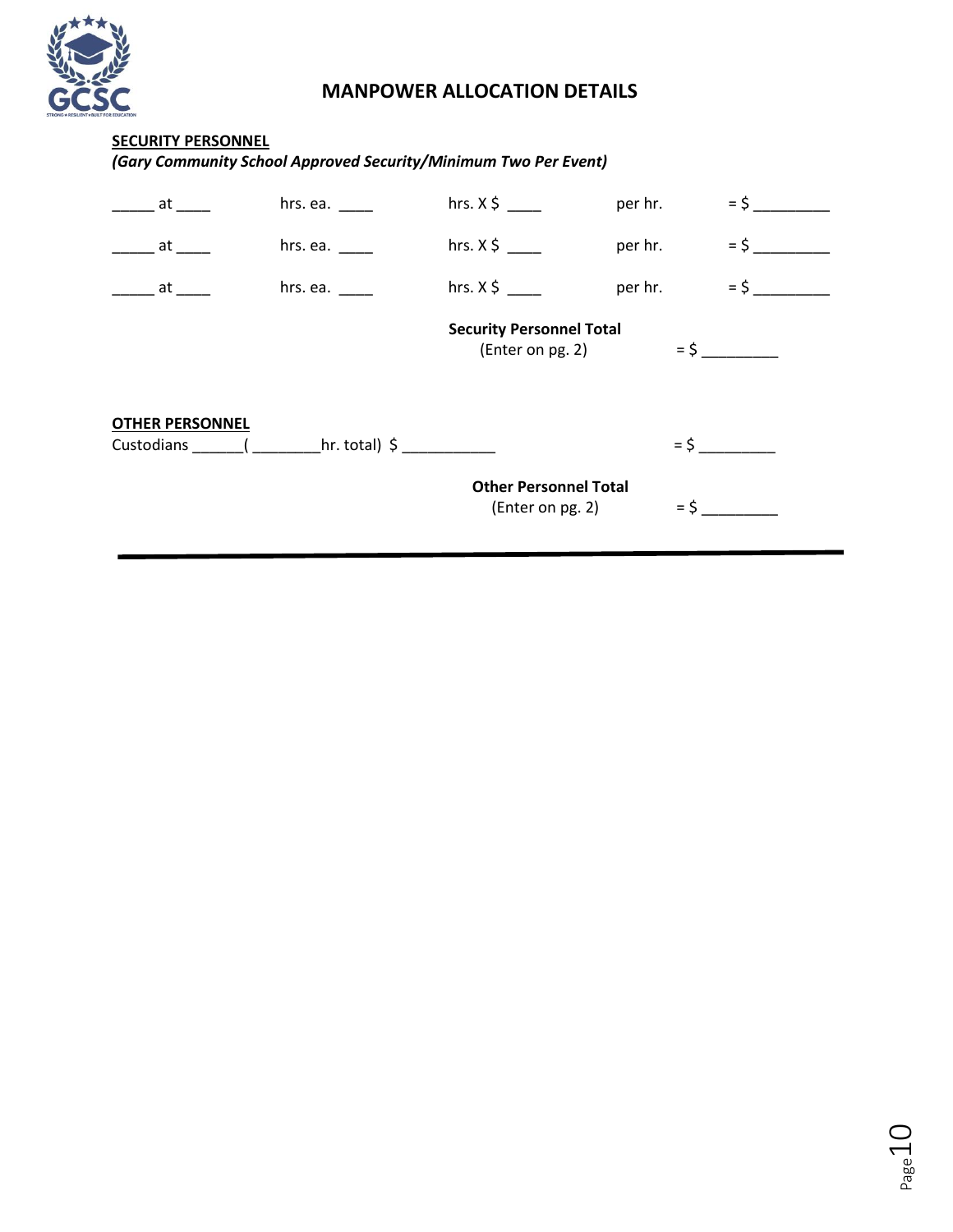# MANPOWER ALLOCATION DETAILS

**SECURITY PERSONNEL**

***(Gary Community School Approved Security/Minimum Two Per Event)***

_____ at ____ hrs. ea. ____ hrs. X $ ____ per hr. = $ _________

_____ at ____ hrs. ea. ____ hrs. X $ ____ per hr. = $ _________

_____ at ____ hrs. ea. ____ hrs. X $ ____ per hr. = $ _________

**Security Personnel Total**
(Enter on pg. 2) = $ _________

**OTHER PERSONNEL**

Custodians ______( ________hr. total) $ ___________ = $ _________

**Other Personnel Total**
(Enter on pg. 2) = $ _________